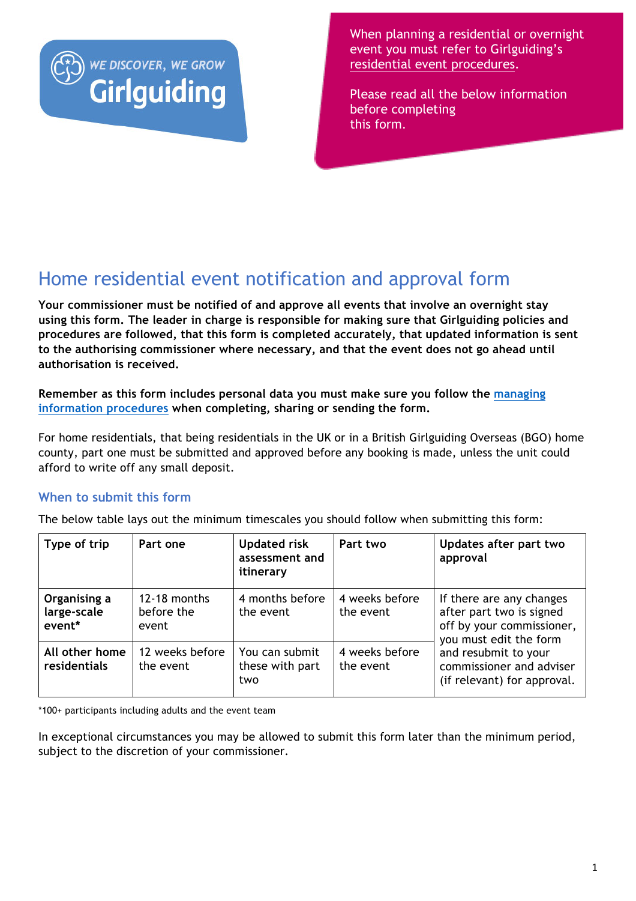WE DISCOVER, WE GROW
Girlguiding

When planning a residential or overnight event you must refer to Girlguiding's [residential event procedures](#).

Please read all the below information before completing this form.

# Home residential event notification and approval form

**Your commissioner must be notified of and approve all events that involve an overnight stay using this form. The leader in charge is responsible for making sure that Girlguiding policies and procedures are followed, that this form is completed accurately, that updated information is sent to the authorising commissioner where necessary, and that the event does not go ahead until authorisation is received.**

**Remember as this form includes personal data you must make sure you follow the [managing information procedures](#) when completing, sharing or sending the form.**

For home residentials, that being residentials in the UK or in a British Girlguiding Overseas (BGO) home county, part one must be submitted and approved before any booking is made, unless the unit could afford to write off any small deposit.

## When to submit this form

The below table lays out the minimum timescales you should follow when submitting this form:

| Type of trip | Part one | Updated risk assessment and itinerary | Part two | Updates after part two approval |
|---|---|---|---|---|
| **Organising a large-scale event*** | 12-18 months before the event | 4 months before the event | 4 weeks before the event | If there are any changes after part two is signed off by your commissioner, you must edit the form and resubmit to your commissioner and adviser (if relevant) for approval. |
| **All other home residentials** | 12 weeks before the event | You can submit these with part two | 4 weeks before the event | |

*100+ participants including adults and the event team

In exceptional circumstances you may be allowed to submit this form later than the minimum period, subject to the discretion of your commissioner.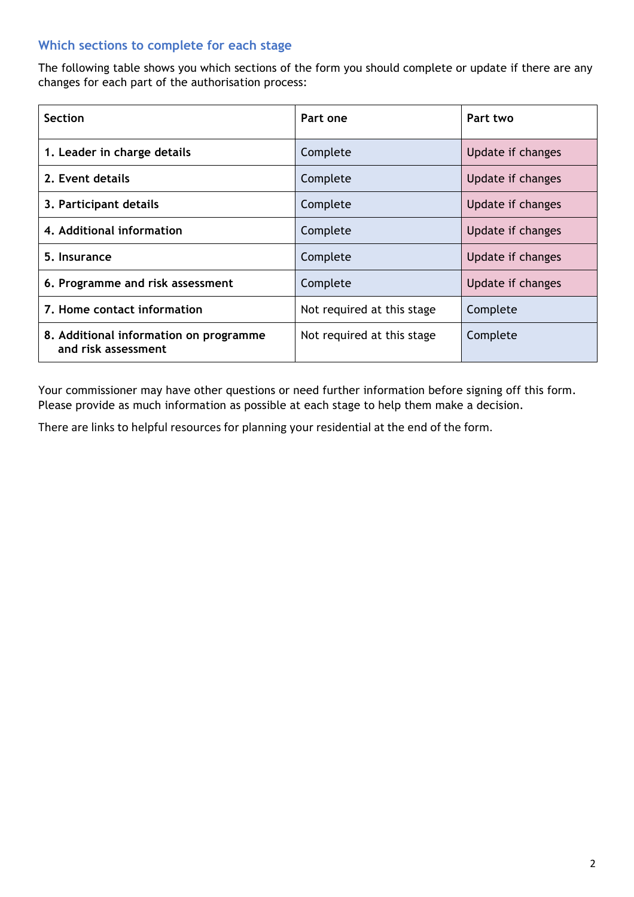## Which sections to complete for each stage

The following table shows you which sections of the form you should complete or update if there are any changes for each part of the authorisation process:

| Section | Part one | Part two |
|---|---|---|
| **1. Leader in charge details** | Complete | Update if changes |
| **2. Event details** | Complete | Update if changes |
| **3. Participant details** | Complete | Update if changes |
| **4. Additional information** | Complete | Update if changes |
| **5. Insurance** | Complete | Update if changes |
| **6. Programme and risk assessment** | Complete | Update if changes |
| **7. Home contact information** | Not required at this stage | Complete |
| **8. Additional information on programme and risk assessment** | Not required at this stage | Complete |

Your commissioner may have other questions or need further information before signing off this form. Please provide as much information as possible at each stage to help them make a decision.

There are links to helpful resources for planning your residential at the end of the form.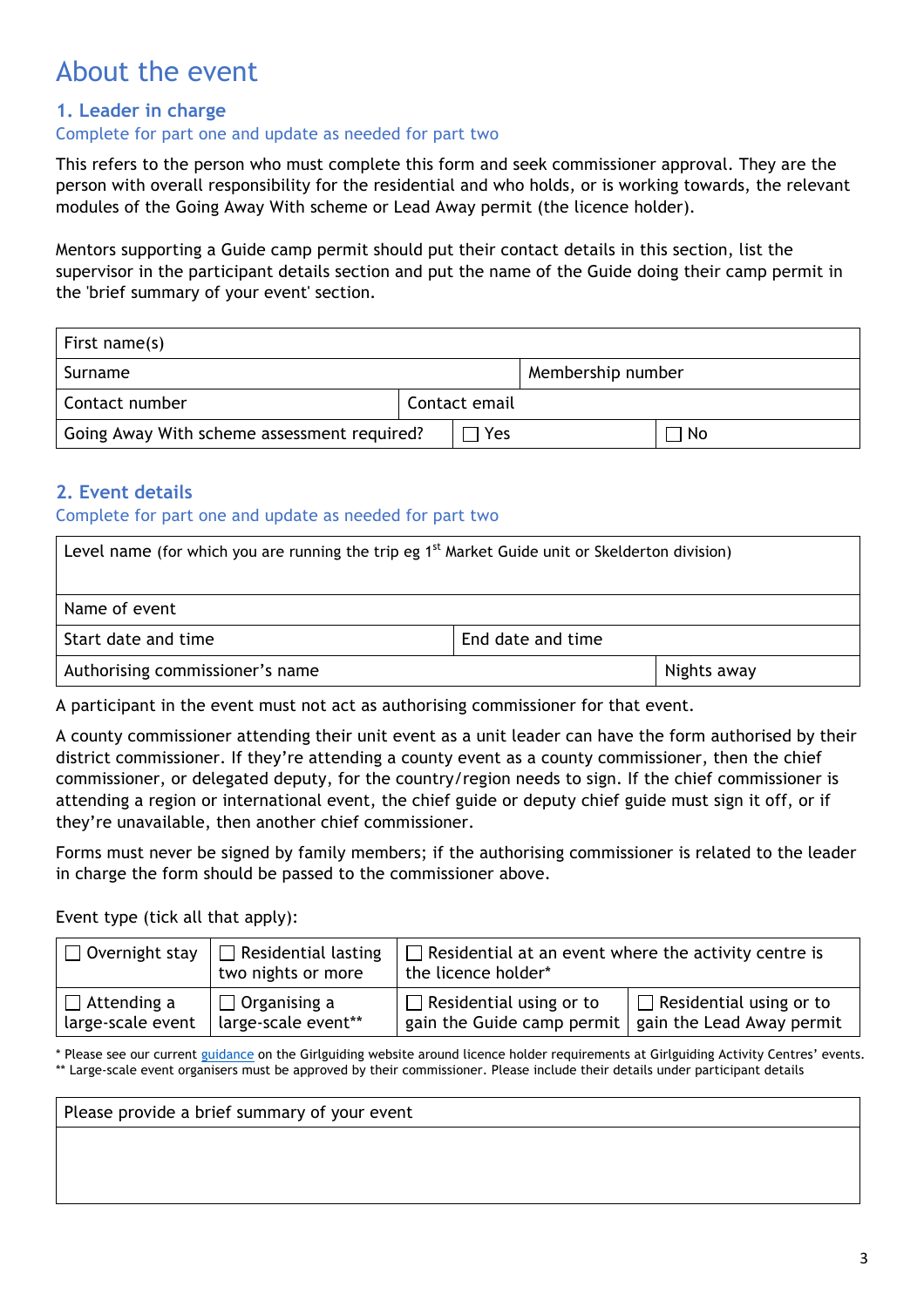# About the event

## 1. Leader in charge

Complete for part one and update as needed for part two

This refers to the person who must complete this form and seek commissioner approval. They are the person with overall responsibility for the residential and who holds, or is working towards, the relevant modules of the Going Away With scheme or Lead Away permit (the licence holder).

Mentors supporting a Guide camp permit should put their contact details in this section, list the supervisor in the participant details section and put the name of the Guide doing their camp permit in the 'brief summary of your event' section.

| First name(s) | | |
|---|---|---|
| Surname | Membership number | |
| Contact number | Contact email | |
| Going Away With scheme assessment required? | ☐ Yes | ☐ No |

## 2. Event details

Complete for part one and update as needed for part two

| Level name (for which you are running the trip eg 1st Market Guide unit or Skelderton division) | |
|---|---|
| Name of event | |
| Start date and time | End date and time |
| Authorising commissioner's name | Nights away |

A participant in the event must not act as authorising commissioner for that event.

A county commissioner attending their unit event as a unit leader can have the form authorised by their district commissioner. If they're attending a county event as a county commissioner, then the chief commissioner, or delegated deputy, for the country/region needs to sign. If the chief commissioner is attending a region or international event, the chief guide or deputy chief guide must sign it off, or if they're unavailable, then another chief commissioner.

Forms must never be signed by family members; if the authorising commissioner is related to the leader in charge the form should be passed to the commissioner above.

Event type (tick all that apply):

| ☐ Overnight stay | ☐ Residential lasting two nights or more | ☐ Residential at an event where the activity centre is the licence holder* | |
|---|---|---|---|
| ☐ Attending a large-scale event | ☐ Organising a large-scale event** | ☐ Residential using or to gain the Guide camp permit | ☐ Residential using or to gain the Lead Away permit |

\* Please see our current guidance on the Girlguiding website around licence holder requirements at Girlguiding Activity Centres' events.
\*\* Large-scale event organisers must be approved by their commissioner. Please include their details under participant details

| Please provide a brief summary of your event |
|---|
| |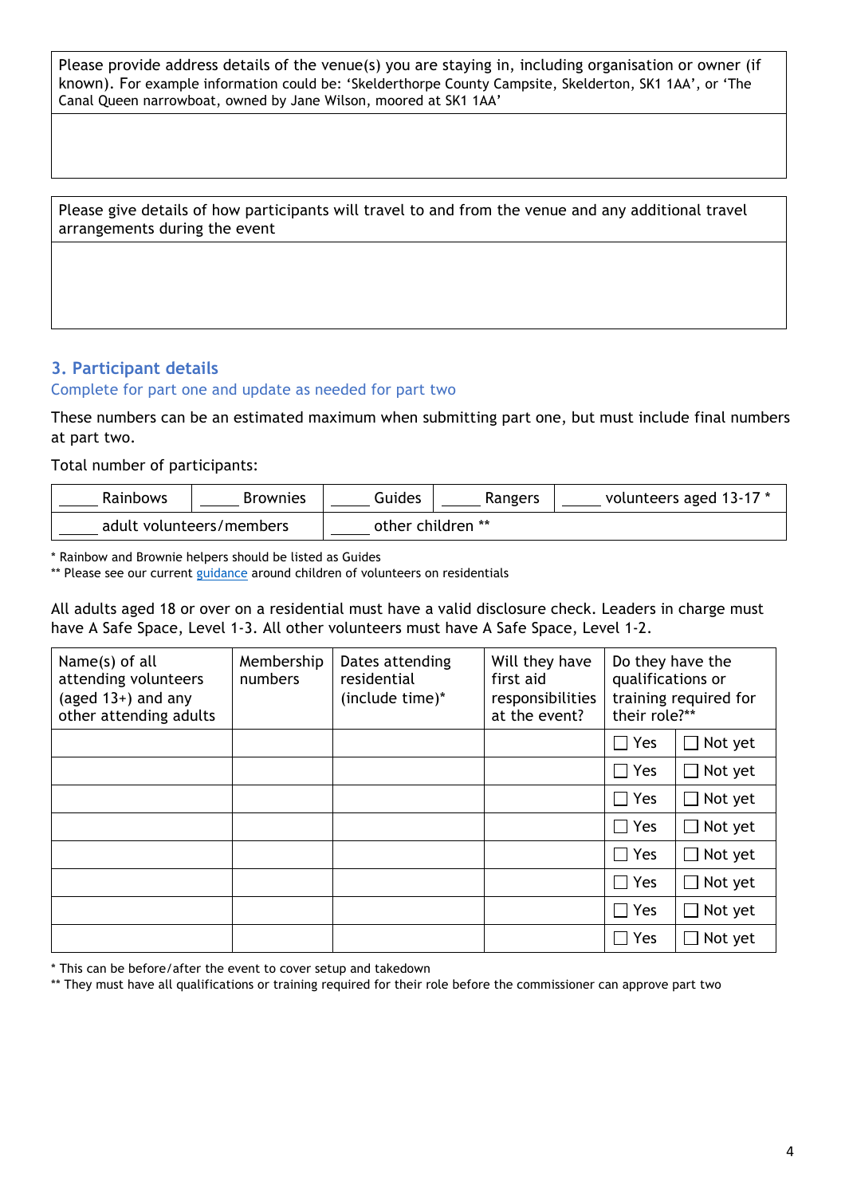| Please provide address details of the venue(s) you are staying in, including organisation or owner (if known). For example information could be: 'Skelderthorpe County Campsite, Skelderton, SK1 1AA', or 'The Canal Queen narrowboat, owned by Jane Wilson, moored at SK1 1AA' |
| --- |
| |

| Please give details of how participants will travel to and from the venue and any additional travel arrangements during the event |
| --- |
| |

## 3. Participant details

### Complete for part one and update as needed for part two

These numbers can be an estimated maximum when submitting part one, but must include final numbers at part two.

Total number of participants:

| _____ Rainbows | _____ Brownies | _____ Guides | _____ Rangers | _____ volunteers aged 13-17 * |
| --- | --- | --- | --- | --- |
| _____ adult volunteers/members | | _____ other children ** | | |

\* Rainbow and Brownie helpers should be listed as Guides
\** Please see our current guidance around children of volunteers on residentials

All adults aged 18 or over on a residential must have a valid disclosure check. Leaders in charge must have A Safe Space, Level 1-3. All other volunteers must have A Safe Space, Level 1-2.

| Name(s) of all attending volunteers (aged 13+) and any other attending adults | Membership numbers | Dates attending residential (include time)* | Will they have first aid responsibilities at the event? | Do they have the qualifications or training required for their role?** | |
| --- | --- | --- | --- | --- | --- |
| | | | | ☐ Yes | ☐ Not yet |
| | | | | ☐ Yes | ☐ Not yet |
| | | | | ☐ Yes | ☐ Not yet |
| | | | | ☐ Yes | ☐ Not yet |
| | | | | ☐ Yes | ☐ Not yet |
| | | | | ☐ Yes | ☐ Not yet |
| | | | | ☐ Yes | ☐ Not yet |
| | | | | ☐ Yes | ☐ Not yet |

\* This can be before/after the event to cover setup and takedown
\** They must have all qualifications or training required for their role before the commissioner can approve part two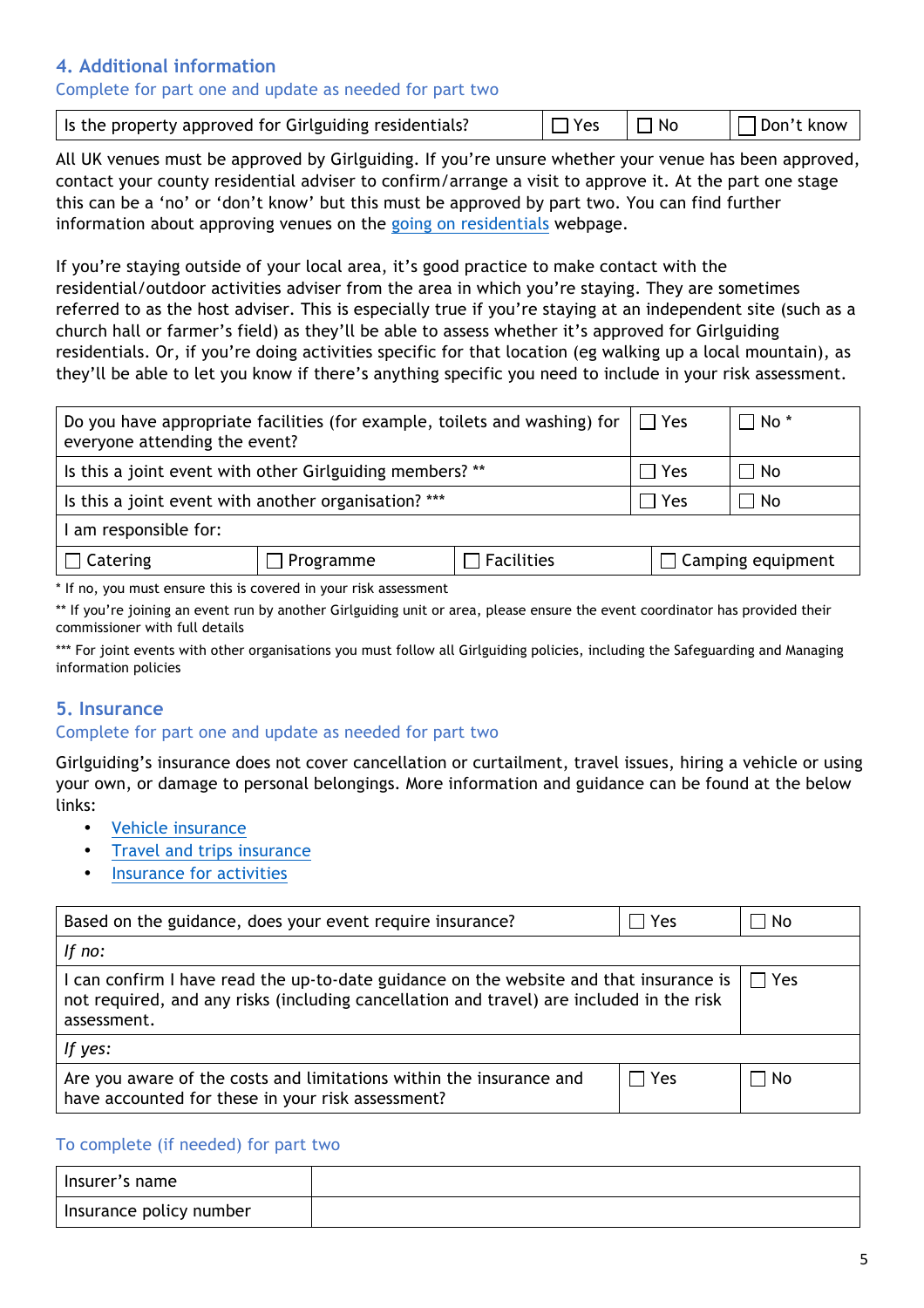## 4. Additional information

Complete for part one and update as needed for part two

| Is the property approved for Girlguiding residentials? | ☐ Yes | ☐ No | ☐ Don't know |
|---|---|---|---|

All UK venues must be approved by Girlguiding. If you're unsure whether your venue has been approved, contact your county residential adviser to confirm/arrange a visit to approve it. At the part one stage this can be a 'no' or 'don't know' but this must be approved by part two. You can find further information about approving venues on the going on residentials webpage.

If you're staying outside of your local area, it's good practice to make contact with the residential/outdoor activities adviser from the area in which you're staying. They are sometimes referred to as the host adviser. This is especially true if you're staying at an independent site (such as a church hall or farmer's field) as they'll be able to assess whether it's approved for Girlguiding residentials. Or, if you're doing activities specific for that location (eg walking up a local mountain), as they'll be able to let you know if there's anything specific you need to include in your risk assessment.

| Do you have appropriate facilities (for example, toilets and washing) for everyone attending the event? | | ☐ Yes | ☐ No * |
|---|---|---|---|
| Is this a joint event with other Girlguiding members? ** | | ☐ Yes | ☐ No |
| Is this a joint event with another organisation? *** | | ☐ Yes | ☐ No |
| I am responsible for: | | | |
| ☐ Catering | ☐ Programme | ☐ Facilities | ☐ Camping equipment |

* If no, you must ensure this is covered in your risk assessment

** If you're joining an event run by another Girlguiding unit or area, please ensure the event coordinator has provided their commissioner with full details

*** For joint events with other organisations you must follow all Girlguiding policies, including the Safeguarding and Managing information policies

## 5. Insurance

Complete for part one and update as needed for part two

Girlguiding's insurance does not cover cancellation or curtailment, travel issues, hiring a vehicle or using your own, or damage to personal belongings. More information and guidance can be found at the below links:

- Vehicle insurance
- Travel and trips insurance
- Insurance for activities

| Based on the guidance, does your event require insurance? | ☐ Yes | ☐ No |
|---|---|---|
| *If no:* | | |
| I can confirm I have read the up-to-date guidance on the website and that insurance is not required, and any risks (including cancellation and travel) are included in the risk assessment. | ☐ Yes | |
| *If yes:* | | |
| Are you aware of the costs and limitations within the insurance and have accounted for these in your risk assessment? | ☐ Yes | ☐ No |

To complete (if needed) for part two

| Insurer's name | |
|---|---|
| Insurance policy number | |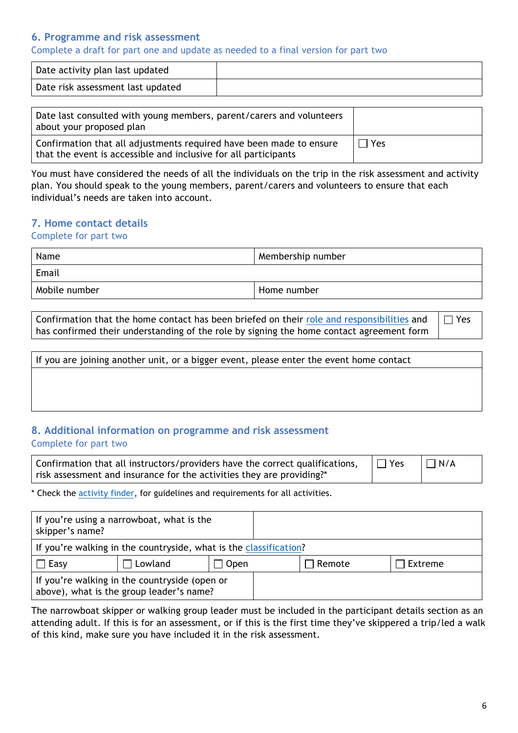## 6. Programme and risk assessment

Complete a draft for part one and update as needed to a final version for part two

| Date activity plan last updated | |
|---|---|
| Date risk assessment last updated | |

| Date last consulted with young members, parent/carers and volunteers about your proposed plan | |
|---|---|
| Confirmation that all adjustments required have been made to ensure that the event is accessible and inclusive for all participants | ☐ Yes |

You must have considered the needs of all the individuals on the trip in the risk assessment and activity plan. You should speak to the young members, parent/carers and volunteers to ensure that each individual's needs are taken into account.

## 7. Home contact details

Complete for part two

| Name | Membership number |
|---|---|
| Email | |
| Mobile number | Home number |

| Confirmation that the home contact has been briefed on their role and responsibilities and has confirmed their understanding of the role by signing the home contact agreement form | ☐ Yes |
|---|---|

| If you are joining another unit, or a bigger event, please enter the event home contact |
|---|
| |

## 8. Additional information on programme and risk assessment

Complete for part two

| Confirmation that all instructors/providers have the correct qualifications, risk assessment and insurance for the activities they are providing?* | ☐ Yes | ☐ N/A |
|---|---|---|

* Check the activity finder, for guidelines and requirements for all activities.

| If you're using a narrowboat, what is the skipper's name? | | | | |
|---|---|---|---|---|
| If you're walking in the countryside, what is the classification? | | | | |
| ☐ Easy | ☐ Lowland | ☐ Open | ☐ Remote | ☐ Extreme |
| If you're walking in the countryside (open or above), what is the group leader's name? | | | | |

The narrowboat skipper or walking group leader must be included in the participant details section as an attending adult. If this is for an assessment, or if this is the first time they've skippered a trip/led a walk of this kind, make sure you have included it in the risk assessment.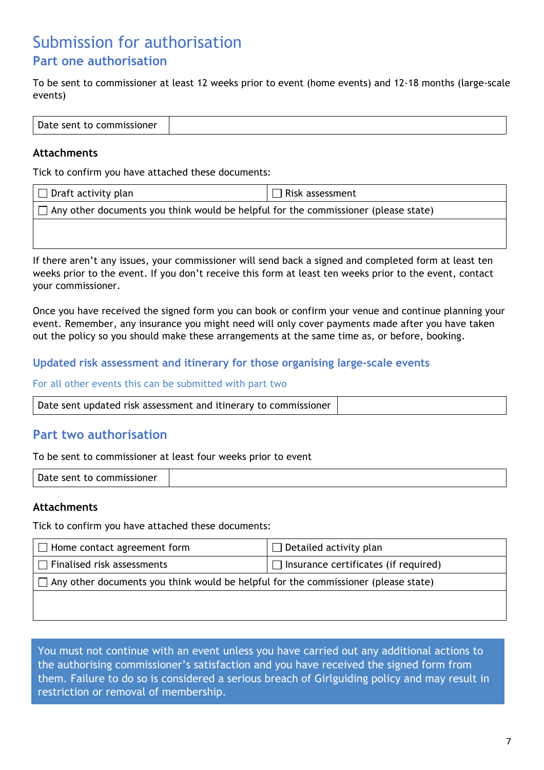# Submission for authorisation

## Part one authorisation

To be sent to commissioner at least 12 weeks prior to event (home events) and 12-18 months (large-scale events)

| Date sent to commissioner | |
|---|---|

### Attachments

Tick to confirm you have attached these documents:

| ☐ Draft activity plan | ☐ Risk assessment |
|---|---|
| ☐ Any other documents you think would be helpful for the commissioner (please state) | |
| | |

If there aren't any issues, your commissioner will send back a signed and completed form at least ten weeks prior to the event. If you don't receive this form at least ten weeks prior to the event, contact your commissioner.

Once you have received the signed form you can book or confirm your venue and continue planning your event. Remember, any insurance you might need will only cover payments made after you have taken out the policy so you should make these arrangements at the same time as, or before, booking.

### Updated risk assessment and itinerary for those organising large-scale events

For all other events this can be submitted with part two

| Date sent updated risk assessment and itinerary to commissioner | |
|---|---|

## Part two authorisation

To be sent to commissioner at least four weeks prior to event

| Date sent to commissioner | |
|---|---|

### Attachments

Tick to confirm you have attached these documents:

| ☐ Home contact agreement form | ☐ Detailed activity plan |
|---|---|
| ☐ Finalised risk assessments | ☐ Insurance certificates (if required) |
| ☐ Any other documents you think would be helpful for the commissioner (please state) | |
| | |

You must not continue with an event unless you have carried out any additional actions to the authorising commissioner's satisfaction and you have received the signed form from them. Failure to do so is considered a serious breach of Girlguiding policy and may result in restriction or removal of membership.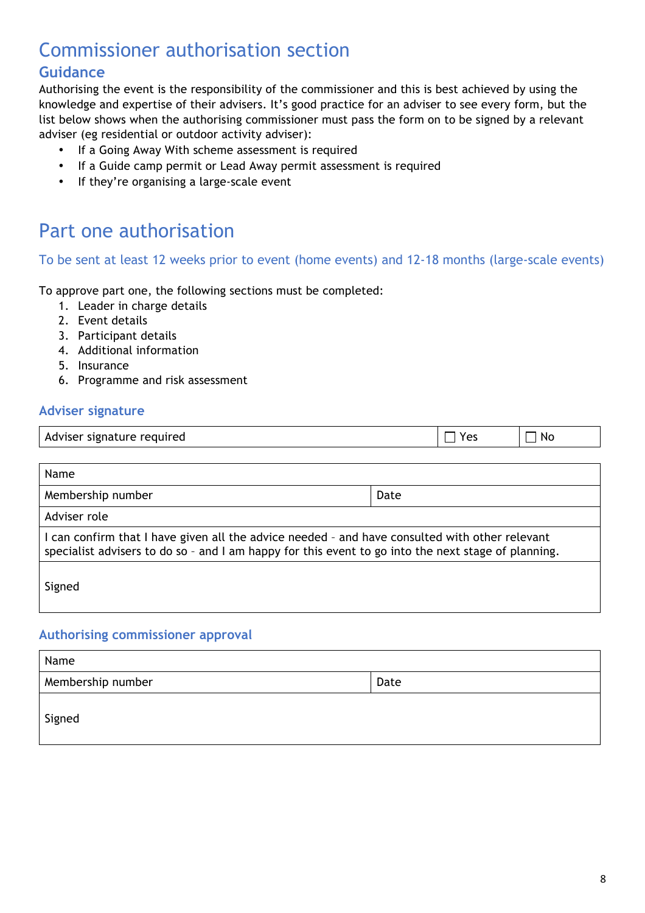# Commissioner authorisation section

## Guidance

Authorising the event is the responsibility of the commissioner and this is best achieved by using the knowledge and expertise of their advisers. It's good practice for an adviser to see every form, but the list below shows when the authorising commissioner must pass the form on to be signed by a relevant adviser (eg residential or outdoor activity adviser):

- If a Going Away With scheme assessment is required
- If a Guide camp permit or Lead Away permit assessment is required
- If they're organising a large-scale event

# Part one authorisation

To be sent at least 12 weeks prior to event (home events) and 12-18 months (large-scale events)

To approve part one, the following sections must be completed:

1. Leader in charge details
2. Event details
3. Participant details
4. Additional information
5. Insurance
6. Programme and risk assessment

### Adviser signature

| Adviser signature required | ☐ Yes | ☐ No |
|---|---|---|

| Name | |
|---|---|
| Membership number | Date |
| Adviser role | |
| I can confirm that I have given all the advice needed – and have consulted with other relevant specialist advisers to do so – and I am happy for this event to go into the next stage of planning. | |
| Signed | |

### Authorising commissioner approval

| Name | |
|---|---|
| Membership number | Date |
| Signed | |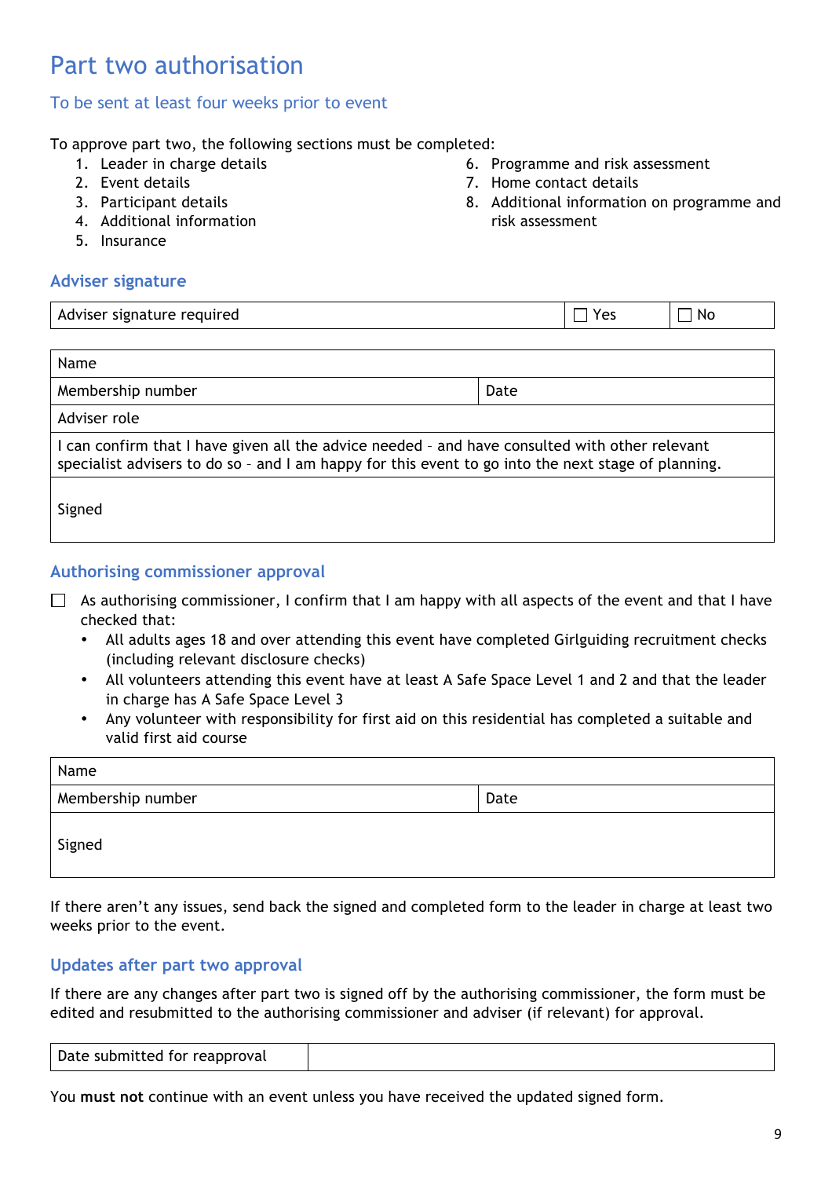# Part two authorisation

## To be sent at least four weeks prior to event

To approve part two, the following sections must be completed:

1. Leader in charge details
2. Event details
3. Participant details
4. Additional information
5. Insurance
6. Programme and risk assessment
7. Home contact details
8. Additional information on programme and risk assessment

### Adviser signature

| Adviser signature required | ☐ Yes | ☐ No |
|---|---|---|

| Name | |
|---|---|
| Membership number | Date |
| Adviser role | |
| I can confirm that I have given all the advice needed – and have consulted with other relevant specialist advisers to do so – and I am happy for this event to go into the next stage of planning. | |
| Signed | |

### Authorising commissioner approval

☐ As authorising commissioner, I confirm that I am happy with all aspects of the event and that I have checked that:

- All adults ages 18 and over attending this event have completed Girlguiding recruitment checks (including relevant disclosure checks)
- All volunteers attending this event have at least A Safe Space Level 1 and 2 and that the leader in charge has A Safe Space Level 3
- Any volunteer with responsibility for first aid on this residential has completed a suitable and valid first aid course

| Name | |
|---|---|
| Membership number | Date |
| Signed | |

If there aren't any issues, send back the signed and completed form to the leader in charge at least two weeks prior to the event.

### Updates after part two approval

If there are any changes after part two is signed off by the authorising commissioner, the form must be edited and resubmitted to the authorising commissioner and adviser (if relevant) for approval.

| Date submitted for reapproval | |
|---|---|

You **must not** continue with an event unless you have received the updated signed form.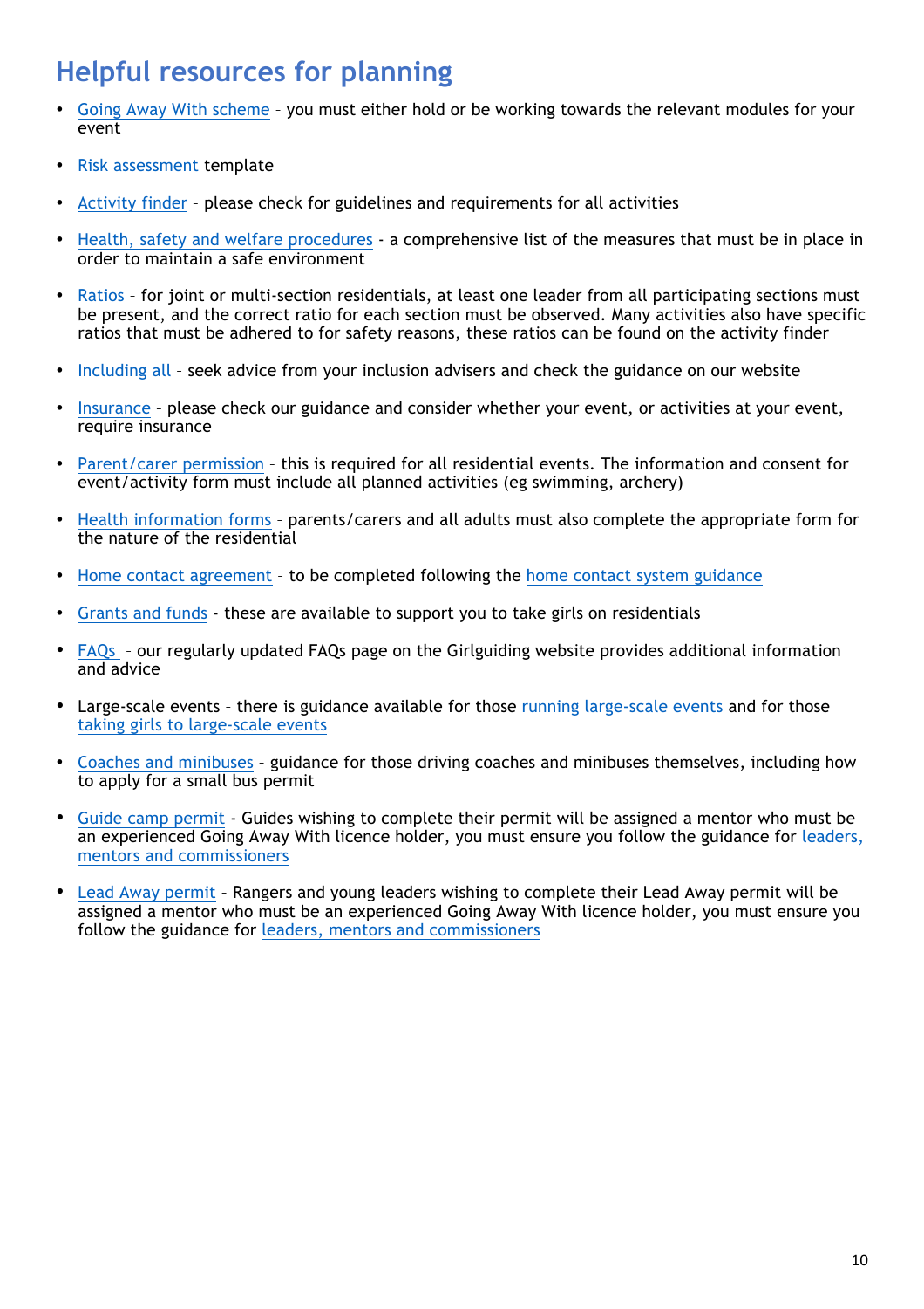## Helpful resources for planning

- Going Away With scheme – you must either hold or be working towards the relevant modules for your event
- Risk assessment template
- Activity finder – please check for guidelines and requirements for all activities
- Health, safety and welfare procedures - a comprehensive list of the measures that must be in place in order to maintain a safe environment
- Ratios – for joint or multi-section residentials, at least one leader from all participating sections must be present, and the correct ratio for each section must be observed. Many activities also have specific ratios that must be adhered to for safety reasons, these ratios can be found on the activity finder
- Including all – seek advice from your inclusion advisers and check the guidance on our website
- Insurance – please check our guidance and consider whether your event, or activities at your event, require insurance
- Parent/carer permission – this is required for all residential events. The information and consent for event/activity form must include all planned activities (eg swimming, archery)
- Health information forms – parents/carers and all adults must also complete the appropriate form for the nature of the residential
- Home contact agreement – to be completed following the home contact system guidance
- Grants and funds - these are available to support you to take girls on residentials
- FAQs – our regularly updated FAQs page on the Girlguiding website provides additional information and advice
- Large-scale events – there is guidance available for those running large-scale events and for those taking girls to large-scale events
- Coaches and minibuses – guidance for those driving coaches and minibuses themselves, including how to apply for a small bus permit
- Guide camp permit - Guides wishing to complete their permit will be assigned a mentor who must be an experienced Going Away With licence holder, you must ensure you follow the guidance for leaders, mentors and commissioners
- Lead Away permit – Rangers and young leaders wishing to complete their Lead Away permit will be assigned a mentor who must be an experienced Going Away With licence holder, you must ensure you follow the guidance for leaders, mentors and commissioners